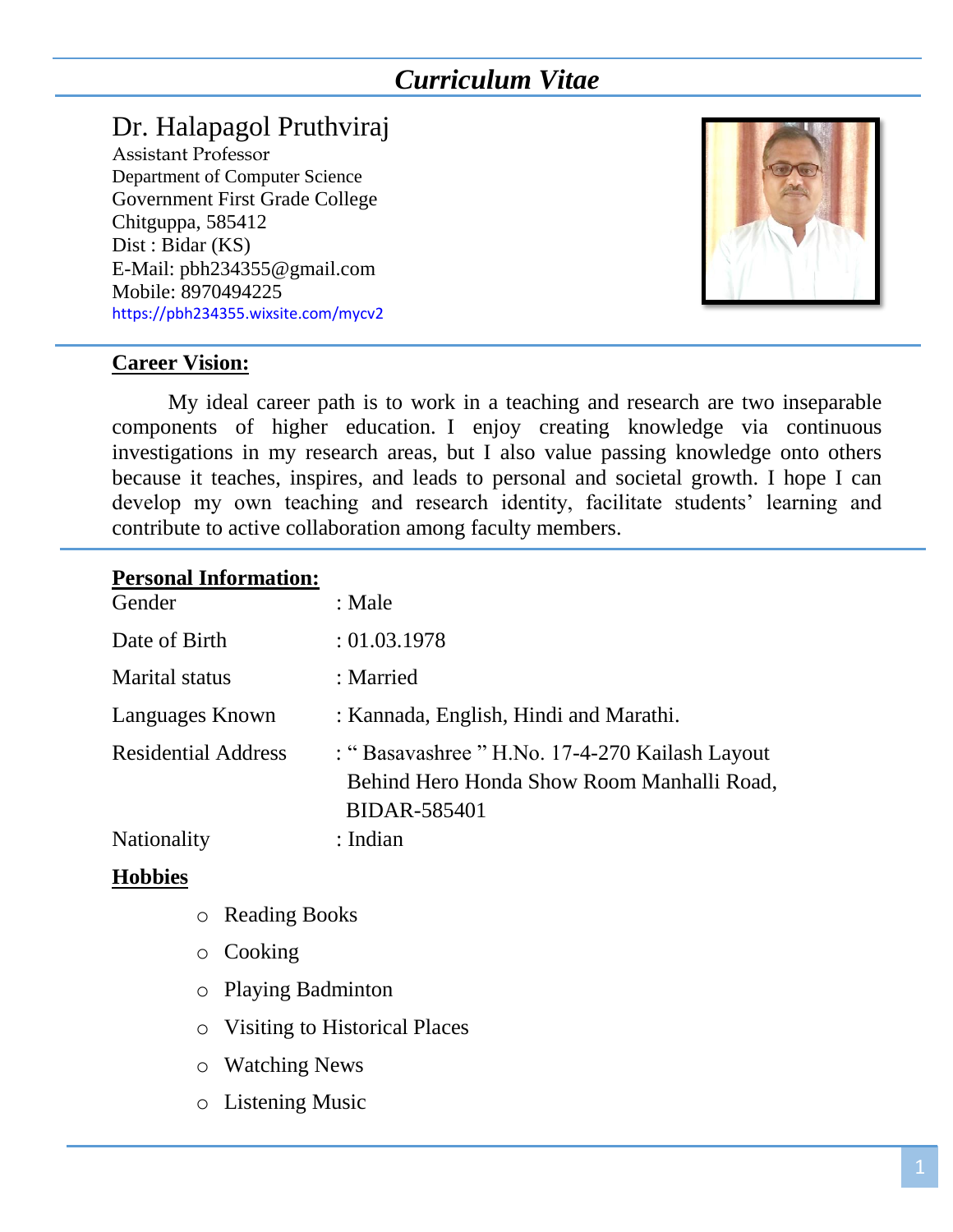# *Curriculum Vitae*

## Dr. Halapagol Pruthviraj

Assistant Professor
Department of Computer Science
Government First Grade College
Chitguppa, 585412
Dist : Bidar (KS)
E-Mail: pbh234355@gmail.com
Mobile: 8970494225
https://pbh234355.wixsite.com/mycv2

### Career Vision:

My ideal career path is to work in a teaching and research are two inseparable components of higher education. I enjoy creating knowledge via continuous investigations in my research areas, but I also value passing knowledge onto others because it teaches, inspires, and leads to personal and societal growth. I hope I can develop my own teaching and research identity, facilitate students' learning and contribute to active collaboration among faculty members.

### Personal Information:

| | |
|---|---|
| Gender | : Male |
| Date of Birth | : 01.03.1978 |
| Marital status | : Married |
| Languages Known | : Kannada, English, Hindi and Marathi. |
| Residential Address | : " Basavashree " H.No. 17-4-270 Kailash Layout Behind Hero Honda Show Room Manhalli Road, BIDAR-585401 |
| Nationality | : Indian |

### Hobbies

- Reading Books
- Cooking
- Playing Badminton
- Visiting to Historical Places
- Watching News
- Listening Music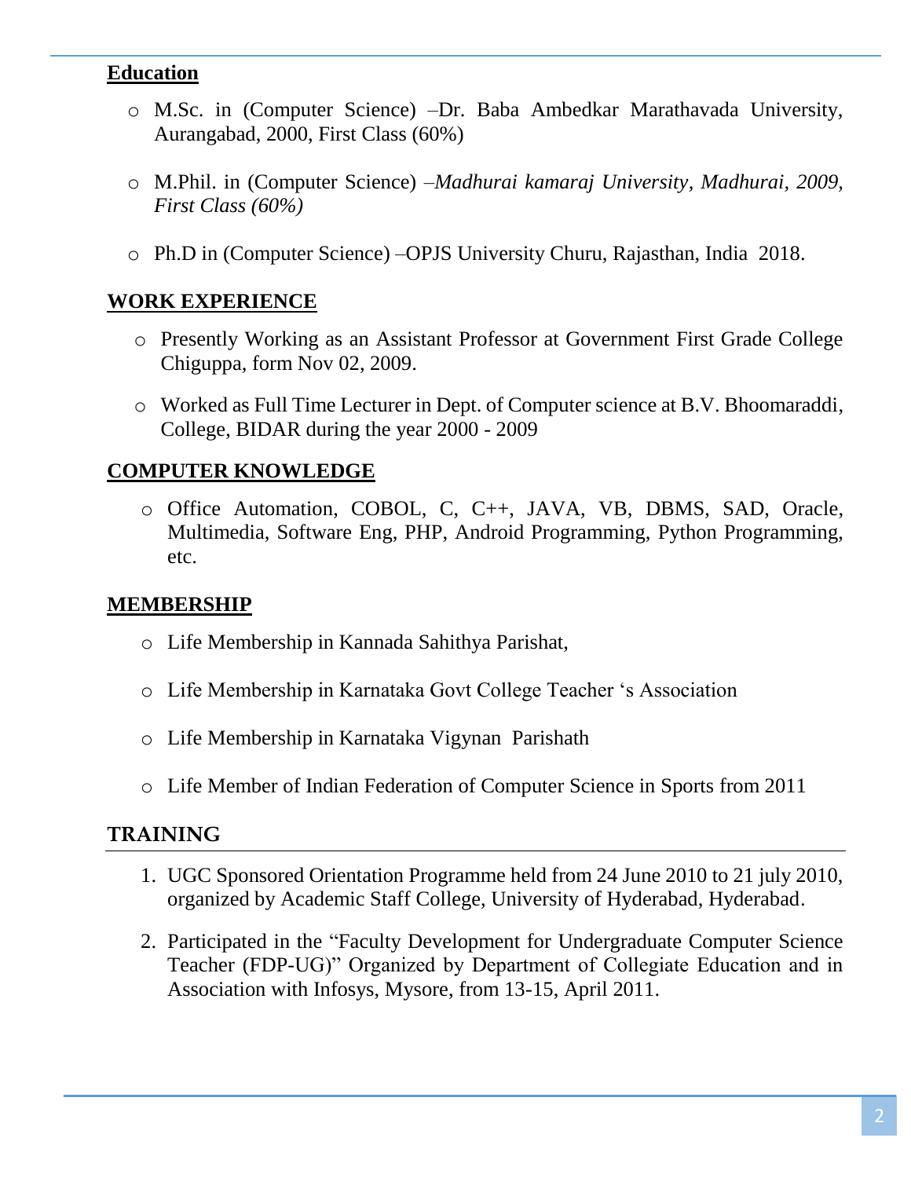## Education

- M.Sc. in (Computer Science) –Dr. Baba Ambedkar Marathavada University, Aurangabad, 2000, First Class (60%)
- M.Phil. in (Computer Science) –*Madhurai kamaraj University, Madhurai, 2009, First Class (60%)*
- Ph.D in (Computer Science) –OPJS University Churu, Rajasthan, India 2018.

## WORK EXPERIENCE

- Presently Working as an Assistant Professor at Government First Grade College Chiguppa, form Nov 02, 2009.
- Worked as Full Time Lecturer in Dept. of Computer science at B.V. Bhoomaraddi, College, BIDAR during the year 2000 - 2009

## COMPUTER KNOWLEDGE

- Office Automation, COBOL, C, C++, JAVA, VB, DBMS, SAD, Oracle, Multimedia, Software Eng, PHP, Android Programming, Python Programming, etc.

## MEMBERSHIP

- Life Membership in Kannada Sahithya Parishat,
- Life Membership in Karnataka Govt College Teacher 's Association
- Life Membership in Karnataka Vigynan Parishath
- Life Member of Indian Federation of Computer Science in Sports from 2011

## TRAINING

1. UGC Sponsored Orientation Programme held from 24 June 2010 to 21 july 2010, organized by Academic Staff College, University of Hyderabad, Hyderabad.
2. Participated in the "Faculty Development for Undergraduate Computer Science Teacher (FDP-UG)" Organized by Department of Collegiate Education and in Association with Infosys, Mysore, from 13-15, April 2011.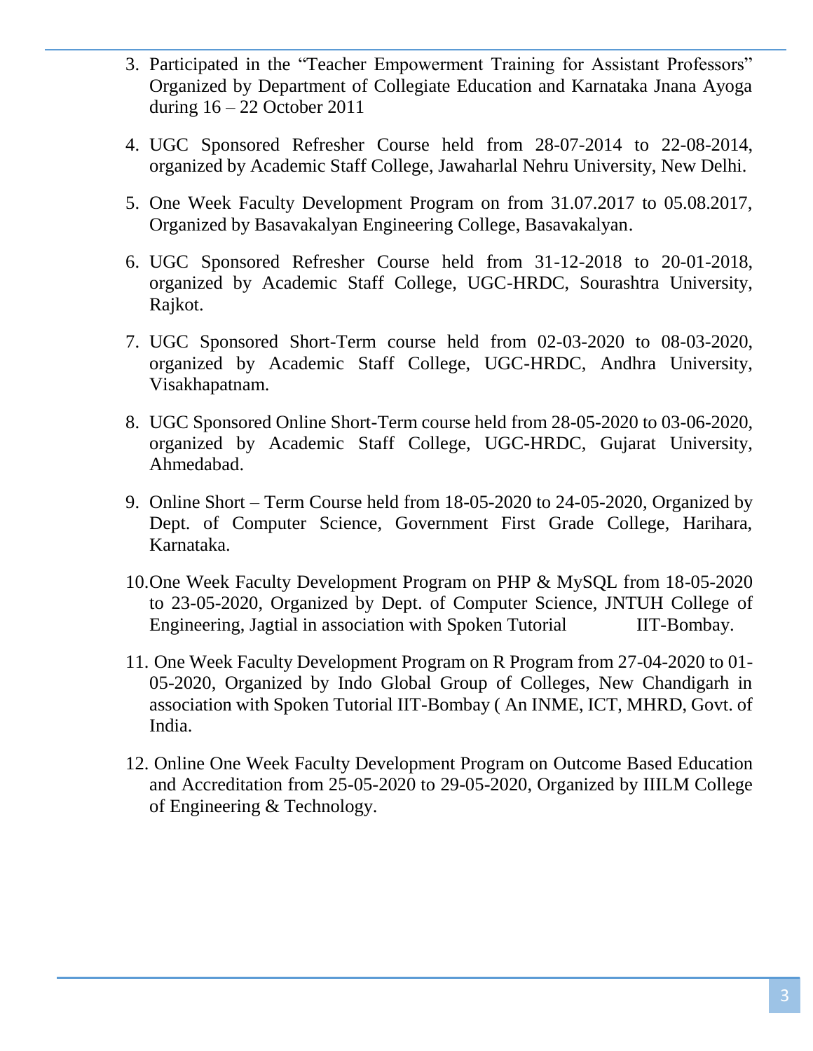3. Participated in the "Teacher Empowerment Training for Assistant Professors" Organized by Department of Collegiate Education and Karnataka Jnana Ayoga during 16 – 22 October 2011
4. UGC Sponsored Refresher Course held from 28-07-2014 to 22-08-2014, organized by Academic Staff College, Jawaharlal Nehru University, New Delhi.
5. One Week Faculty Development Program on from 31.07.2017 to 05.08.2017, Organized by Basavakalyan Engineering College, Basavakalyan.
6. UGC Sponsored Refresher Course held from 31-12-2018 to 20-01-2018, organized by Academic Staff College, UGC-HRDC, Sourashtra University, Rajkot.
7. UGC Sponsored Short-Term course held from 02-03-2020 to 08-03-2020, organized by Academic Staff College, UGC-HRDC, Andhra University, Visakhapatnam.
8. UGC Sponsored Online Short-Term course held from 28-05-2020 to 03-06-2020, organized by Academic Staff College, UGC-HRDC, Gujarat University, Ahmedabad.
9. Online Short – Term Course held from 18-05-2020 to 24-05-2020, Organized by Dept. of Computer Science, Government First Grade College, Harihara, Karnataka.
10. One Week Faculty Development Program on PHP & MySQL from 18-05-2020 to 23-05-2020, Organized by Dept. of Computer Science, JNTUH College of Engineering, Jagtial in association with Spoken Tutorial IIT-Bombay.
11. One Week Faculty Development Program on R Program from 27-04-2020 to 01-05-2020, Organized by Indo Global Group of Colleges, New Chandigarh in association with Spoken Tutorial IIT-Bombay ( An INME, ICT, MHRD, Govt. of India.
12. Online One Week Faculty Development Program on Outcome Based Education and Accreditation from 25-05-2020 to 29-05-2020, Organized by IIILM College of Engineering & Technology.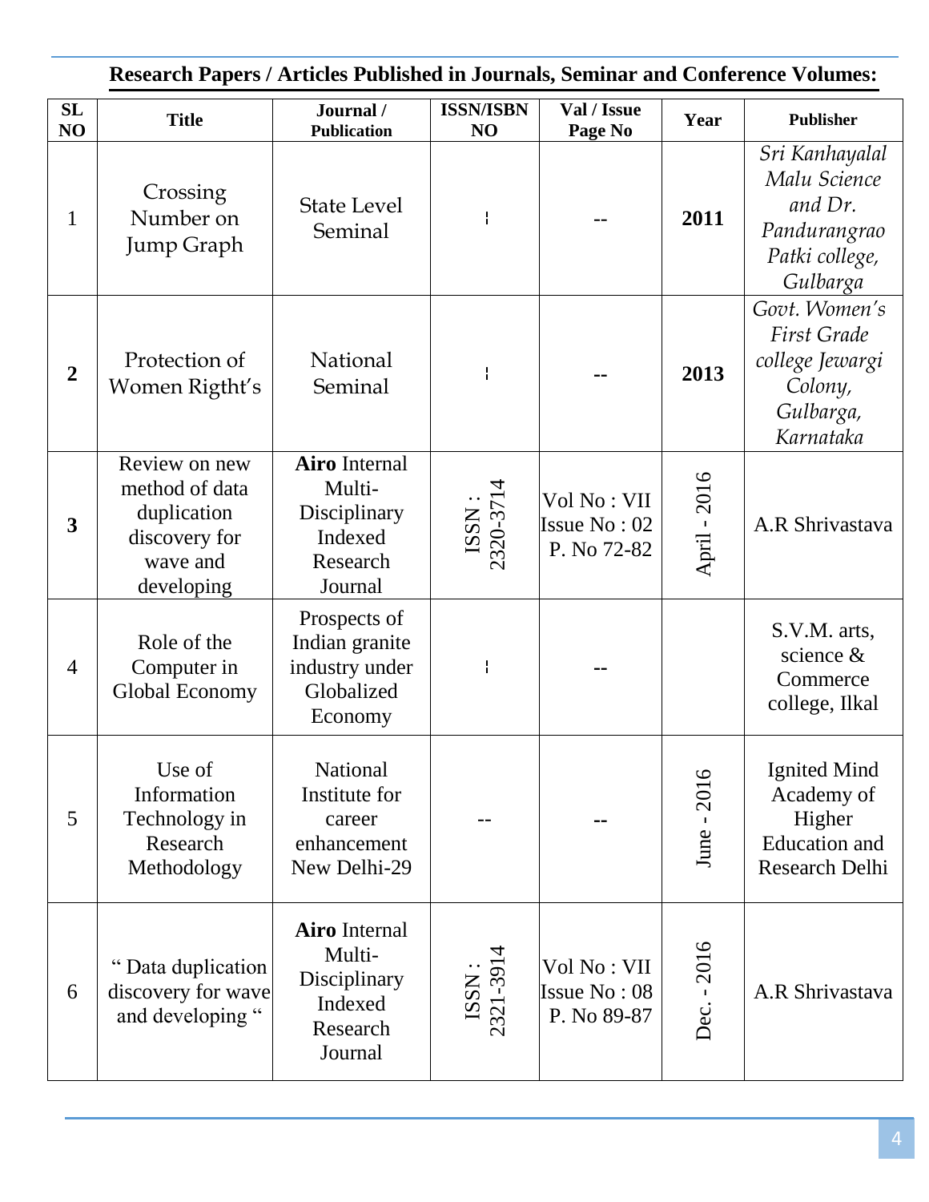**Research Papers / Articles Published in Journals, Seminar and Conference Volumes:**

| SL NO | Title | Journal / Publication | ISSN/ISBN NO | Val / Issue Page No | Year | Publisher |
|---|---|---|---|---|---|---|
| 1 | Crossing Number on Jump Graph | State Level Seminal | -- | -- | **2011** | *Sri Kanhayalal Malu Science and Dr. Pandurangrao Patki college, Gulbarga* |
| **2** | Protection of Women Rigtht's | National Seminal | -- | **--** | **2013** | *Govt. Women's First Grade college Jewargi Colony, Gulbarga, Karnataka* |
| **3** | Review on new method of data duplication discovery for wave and developing | **Airo** Internal Multi-Disciplinary Indexed Research Journal | ISSN : 2320-3714 | Vol No : VII Issue No : 02 P. No 72-82 | April - 2016 | A.R Shrivastava |
| 4 | Role of the Computer in Global Economy | Prospects of Indian granite industry under Globalized Economy | -- | -- | | S.V.M. arts, science & Commerce college, Ilkal |
| 5 | Use of Information Technology in Research Methodology | National Institute for career enhancement New Delhi-29 | -- | -- | June - 2016 | Ignited Mind Academy of Higher Education and Research Delhi |
| 6 | " Data duplication discovery for wave and developing " | **Airo** Internal Multi-Disciplinary Indexed Research Journal | ISSN : 2321-3914 | Vol No : VII Issue No : 08 P. No 89-87 | Dec. - 2016 | A.R Shrivastava |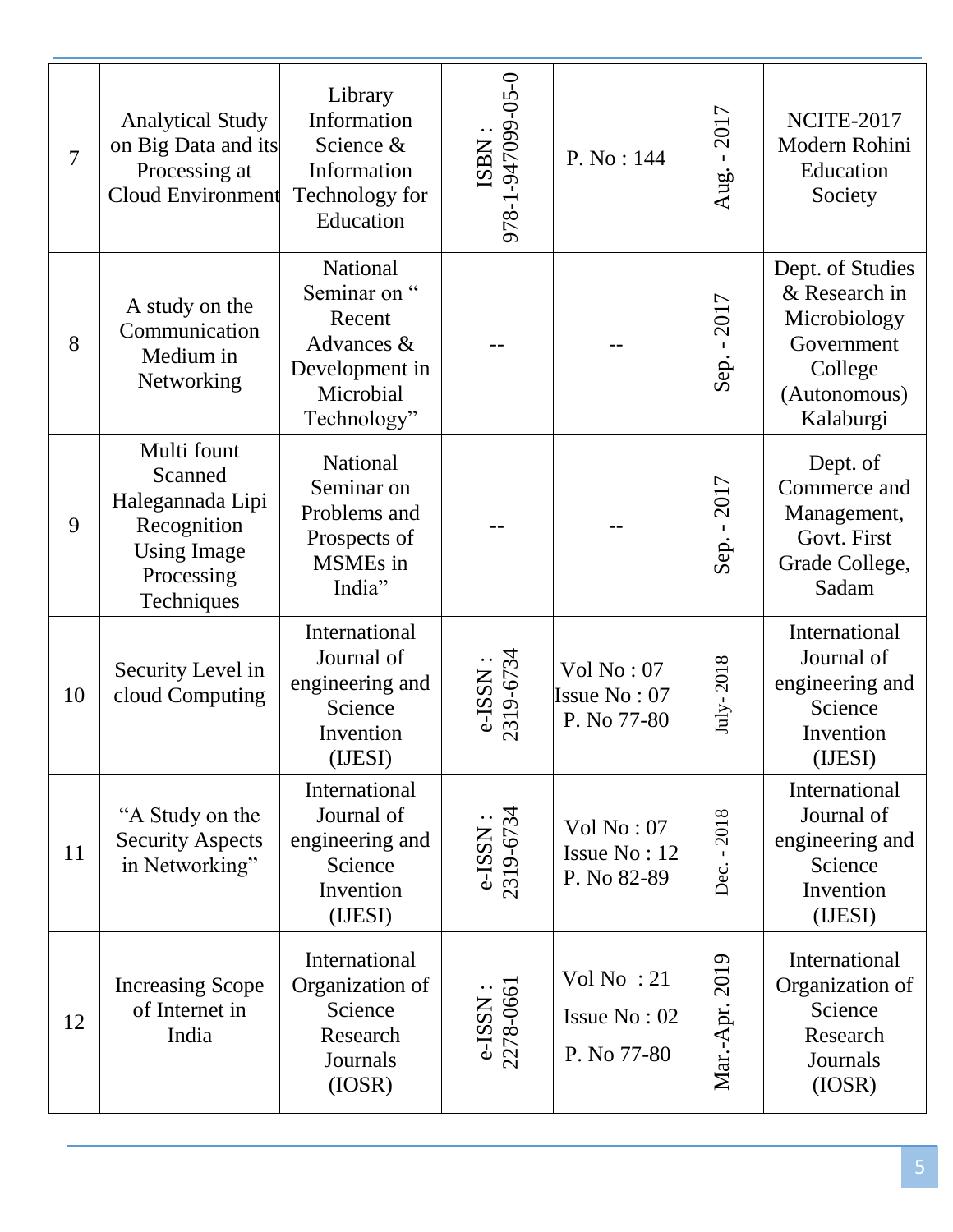| 7 | Analytical Study on Big Data and its Processing at Cloud Environment | Library Information Science & Information Technology for Education | ISBN : 978-1-947099-05-0 | P. No : 144 | Aug. - 2017 | NCITE-2017 Modern Rohini Education Society |
|---|---|---|---|---|---|---|
| 8 | A study on the Communication Medium in Networking | National Seminar on " Recent Advances & Development in Microbial Technology" | -- | -- | Sep. - 2017 | Dept. of Studies & Research in Microbiology Government College (Autonomous) Kalaburgi |
| 9 | Multi fount Scanned Halegannada Lipi Recognition Using Image Processing Techniques | National Seminar on Problems and Prospects of MSMEs in India" | -- | -- | Sep. - 2017 | Dept. of Commerce and Management, Govt. First Grade College, Sadam |
| 10 | Security Level in cloud Computing | International Journal of engineering and Science Invention (IJESI) | e-ISSN : 2319-6734 | Vol No : 07 Issue No : 07 P. No 77-80 | July- 2018 | International Journal of engineering and Science Invention (IJESI) |
| 11 | "A Study on the Security Aspects in Networking" | International Journal of engineering and Science Invention (IJESI) | e-ISSN : 2319-6734 | Vol No : 07 Issue No : 12 P. No 82-89 | Dec. - 2018 | International Journal of engineering and Science Invention (IJESI) |
| 12 | Increasing Scope of Internet in India | International Organization of Science Research Journals (IOSR) | e-ISSN : 2278-0661 | Vol No : 21 Issue No : 02 P. No 77-80 | Mar.-Apr. 2019 | International Organization of Science Research Journals (IOSR) |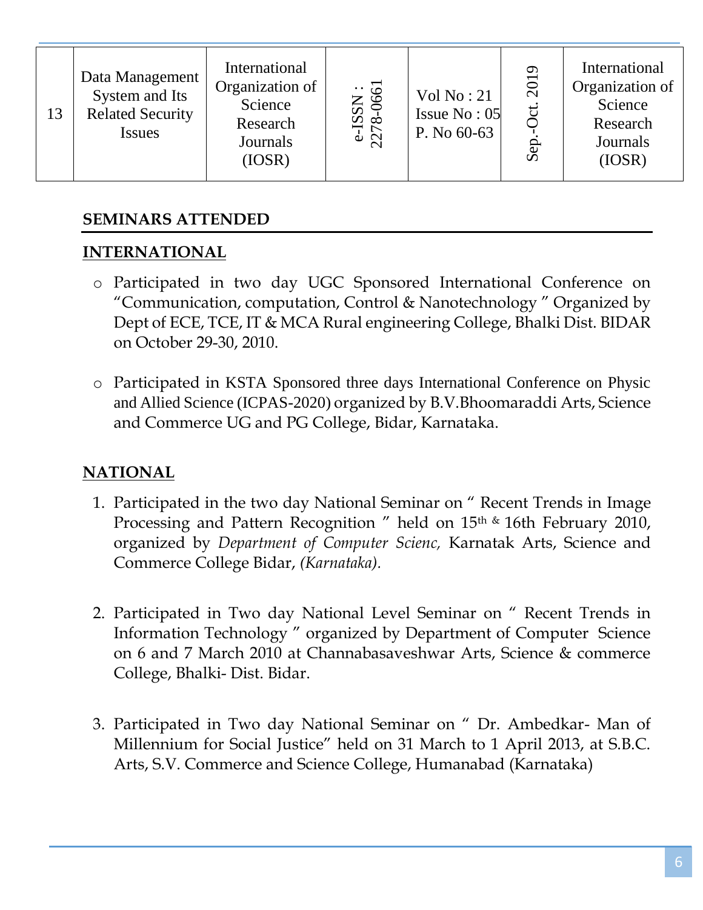| 13 | Data Management System and Its Related Security Issues | International Organization of Science Research Journals (IOSR) | e-ISSN : 2278-0661 | Vol No : 21 Issue No : 05 P. No 60-63 | Sep.-Oct. 2019 | International Organization of Science Research Journals (IOSR) |
|---|---|---|---|---|---|---|

## SEMINARS ATTENDED

### INTERNATIONAL

- Participated in two day UGC Sponsored International Conference on "Communication, computation, Control & Nanotechnology " Organized by Dept of ECE, TCE, IT & MCA Rural engineering College, Bhalki Dist. BIDAR on October 29-30, 2010.

- Participated in KSTA Sponsored three days International Conference on Physic and Allied Science (ICPAS-2020) organized by B.V.Bhoomaraddi Arts, Science and Commerce UG and PG College, Bidar, Karnataka.

### NATIONAL

1. Participated in the two day National Seminar on " Recent Trends in Image Processing and Pattern Recognition " held on 15th & 16th February 2010, organized by *Department of Computer Scienc,* Karnatak Arts, Science and Commerce College Bidar, *(Karnataka).*

2. Participated in Two day National Level Seminar on " Recent Trends in Information Technology " organized by Department of Computer Science on 6 and 7 March 2010 at Channabasaveshwar Arts, Science & commerce College, Bhalki- Dist. Bidar.

3. Participated in Two day National Seminar on " Dr. Ambedkar- Man of Millennium for Social Justice" held on 31 March to 1 April 2013, at S.B.C. Arts, S.V. Commerce and Science College, Humanabad (Karnataka)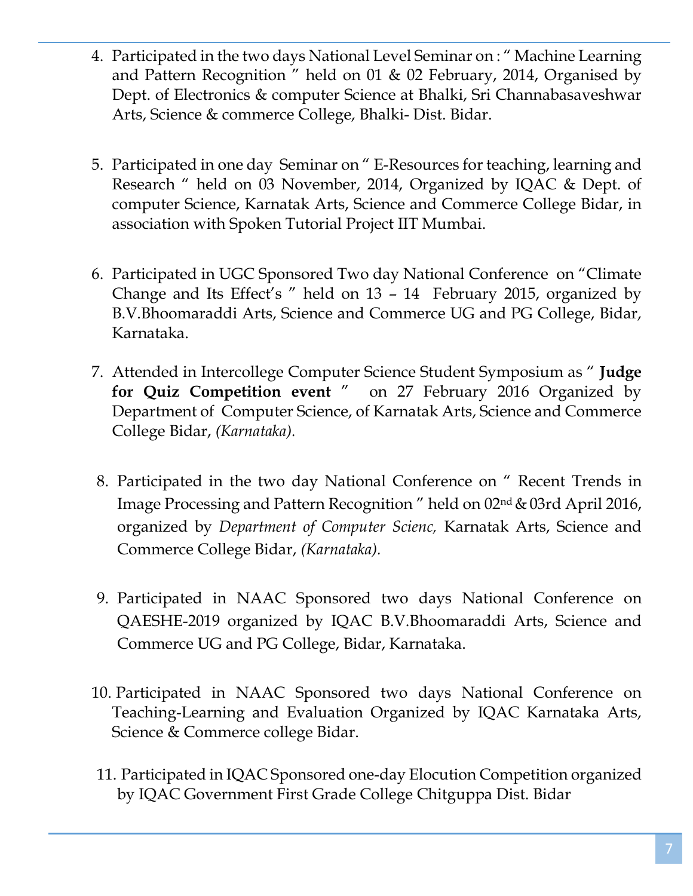4. Participated in the two days National Level Seminar on : " Machine Learning and Pattern Recognition " held on 01 & 02 February, 2014, Organised by Dept. of Electronics & computer Science at Bhalki, Sri Channabasaveshwar Arts, Science & commerce College, Bhalki- Dist. Bidar.

5. Participated in one day Seminar on " E-Resources for teaching, learning and Research " held on 03 November, 2014, Organized by IQAC & Dept. of computer Science, Karnatak Arts, Science and Commerce College Bidar, in association with Spoken Tutorial Project IIT Mumbai.

6. Participated in UGC Sponsored Two day National Conference on "Climate Change and Its Effect's " held on 13 – 14 February 2015, organized by B.V.Bhoomaraddi Arts, Science and Commerce UG and PG College, Bidar, Karnataka.

7. Attended in Intercollege Computer Science Student Symposium as " **Judge for Quiz Competition event** " on 27 February 2016 Organized by Department of Computer Science, of Karnatak Arts, Science and Commerce College Bidar, *(Karnataka).*

8. Participated in the two day National Conference on " Recent Trends in Image Processing and Pattern Recognition " held on 02nd & 03rd April 2016, organized by *Department of Computer Scienc,* Karnatak Arts, Science and Commerce College Bidar, *(Karnataka).*

9. Participated in NAAC Sponsored two days National Conference on QAESHE-2019 organized by IQAC B.V.Bhoomaraddi Arts, Science and Commerce UG and PG College, Bidar, Karnataka.

10. Participated in NAAC Sponsored two days National Conference on Teaching-Learning and Evaluation Organized by IQAC Karnataka Arts, Science & Commerce college Bidar.

11. Participated in IQAC Sponsored one-day Elocution Competition organized by IQAC Government First Grade College Chitguppa Dist. Bidar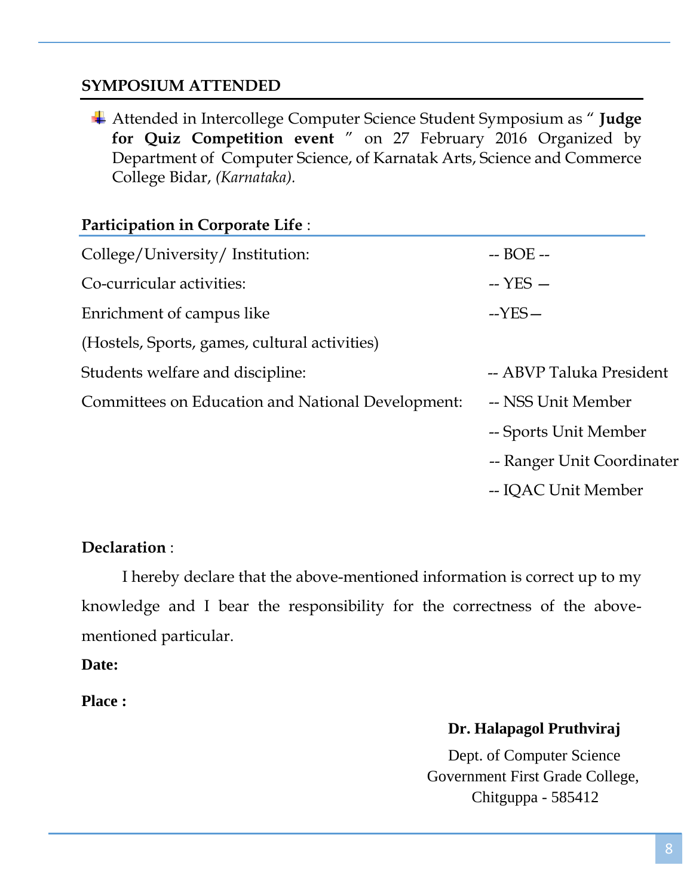## SYMPOSIUM ATTENDED

- Attended in Intercollege Computer Science Student Symposium as " **Judge for Quiz Competition event** " on 27 February 2016 Organized by Department of Computer Science, of Karnatak Arts, Science and Commerce College Bidar, *(Karnataka).*

**Participation in Corporate Life** :

| | |
|---|---|
| College/University/ Institution: | -- BOE -- |
| Co-curricular activities: | -- YES — |
| Enrichment of campus like (Hostels, Sports, games, cultural activities) | --YES— |
| Students welfare and discipline: | -- ABVP Taluka President |
| Committees on Education and National Development: | -- NSS Unit Member |
| | -- Sports Unit Member |
| | -- Ranger Unit Coordinater |
| | -- IQAC Unit Member |

**Declaration** :

I hereby declare that the above-mentioned information is correct up to my knowledge and I bear the responsibility for the correctness of the above-mentioned particular.

**Date:**

**Place :**

**Dr. Halapagol Pruthviraj**
Dept. of Computer Science
Government First Grade College,
Chitguppa - 585412